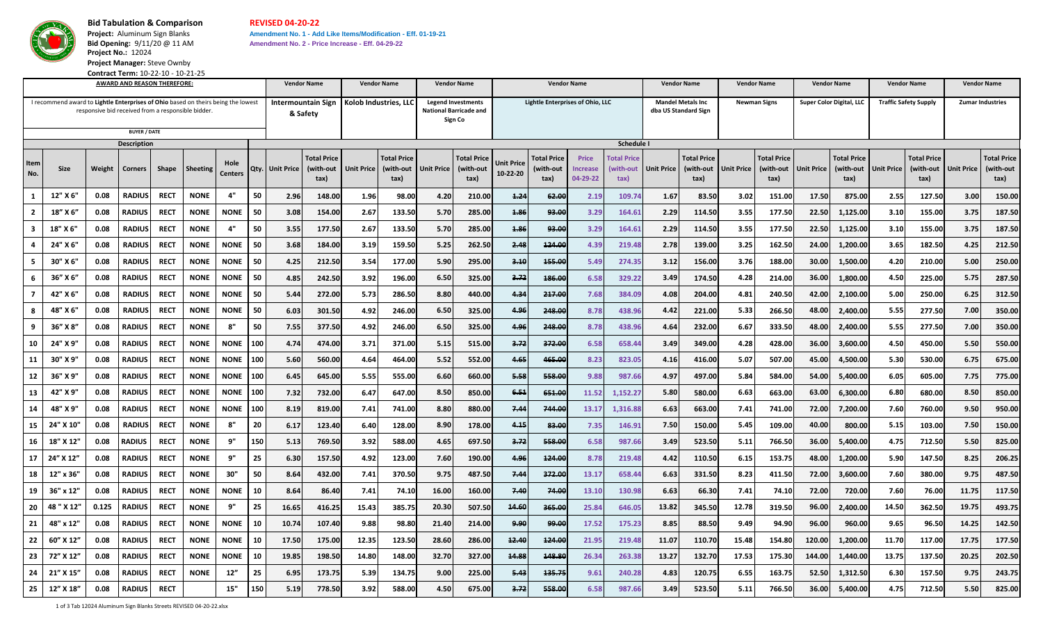**Bid Tabulation & Comparison**
**Project:** Aluminum Sign Blanks
**Bid Opening:** 9/11/20 @ 11 AM
**Project No.:** 12024
**Project Manager:** Steve Ownby
**Contract Term:** 10-22-10 - 10-21-25

**REVISED 04-20-22**
Amendment No. 1 - Add Like Items/Modification - Eff. 01-19-21
Amendment No. 2 - Price Increase - Eff. 04-29-22

**AWARD AND REASON THEREFORE:**

I recommend award to **Lightle Enterprises of Ohio** based on theirs being the lowest responsive bid received from a responsible bidder.

BUYER / DATE

**Schedule I**

| Item No. | Size | Weight | Corners | Shape | Sheeting | Hole Centers | Qty. | Intermountain Sign & Safety Unit Price | Intermountain Sign & Safety Total Price (with-out tax) | Kolob Industries, LLC Unit Price | Kolob Industries, LLC Total Price (with-out tax) | Legend Investments National Barricade and Sign Co Unit Price | Legend Investments National Barricade and Sign Co Total Price (with-out tax) | Lightle Enterprises of Ohio, LLC Unit Price 10-22-20 | Lightle Enterprises of Ohio, LLC Total Price (with-out tax) | Lightle Enterprises of Ohio, LLC Price Increase 04-29-22 | Lightle Enterprises of Ohio, LLC Total Price (with-out tax) | Mandel Metals Inc dba US Standard Sign Unit Price | Mandel Metals Inc dba US Standard Sign Total Price (with-out tax) | Newman Signs Unit Price | Newman Signs Total Price (with-out tax) | Super Color Digital, LLC Unit Price | Super Color Digital, LLC Total Price (with-out tax) | Traffic Safety Supply Unit Price | Traffic Safety Supply Total Price (with-out tax) | Zumar Industries Unit Price | Zumar Industries Total Price (with-out tax) |
|---|---|---|---|---|---|---|---|---|---|---|---|---|---|---|---|---|---|---|---|---|---|---|---|---|---|---|---|
| 1 | 12" X 6" | 0.08 | RADIUS | RECT | NONE | 4" | 50 | 2.96 | 148.00 | 1.96 | 98.00 | 4.20 | 210.00 | ~~1.24~~ | ~~62.00~~ | 2.19 | 109.74 | 1.67 | 83.50 | 3.02 | 151.00 | 17.50 | 875.00 | 2.55 | 127.50 | 3.00 | 150.00 |
| 2 | 18" X 6" | 0.08 | RADIUS | RECT | NONE | NONE | 50 | 3.08 | 154.00 | 2.67 | 133.50 | 5.70 | 285.00 | ~~1.86~~ | ~~93.00~~ | 3.29 | 164.61 | 2.29 | 114.50 | 3.55 | 177.50 | 22.50 | 1,125.00 | 3.10 | 155.00 | 3.75 | 187.50 |
| 3 | 18" X 6" | 0.08 | RADIUS | RECT | NONE | 4" | 50 | 3.55 | 177.50 | 2.67 | 133.50 | 5.70 | 285.00 | ~~1.86~~ | ~~93.00~~ | 3.29 | 164.61 | 2.29 | 114.50 | 3.55 | 177.50 | 22.50 | 1,125.00 | 3.10 | 155.00 | 3.75 | 187.50 |
| 4 | 24" X 6" | 0.08 | RADIUS | RECT | NONE | NONE | 50 | 3.68 | 184.00 | 3.19 | 159.50 | 5.25 | 262.50 | ~~2.48~~ | ~~124.00~~ | 4.39 | 219.48 | 2.78 | 139.00 | 3.25 | 162.50 | 24.00 | 1,200.00 | 3.65 | 182.50 | 4.25 | 212.50 |
| 5 | 30" X 6" | 0.08 | RADIUS | RECT | NONE | NONE | 50 | 4.25 | 212.50 | 3.54 | 177.00 | 5.90 | 295.00 | ~~3.10~~ | ~~155.00~~ | 5.49 | 274.35 | 3.12 | 156.00 | 3.76 | 188.00 | 30.00 | 1,500.00 | 4.20 | 210.00 | 5.00 | 250.00 |
| 6 | 36" X 6" | 0.08 | RADIUS | RECT | NONE | NONE | 50 | 4.85 | 242.50 | 3.92 | 196.00 | 6.50 | 325.00 | ~~3.72~~ | ~~186.00~~ | 6.58 | 329.22 | 3.49 | 174.50 | 4.28 | 214.00 | 36.00 | 1,800.00 | 4.50 | 225.00 | 5.75 | 287.50 |
| 7 | 42" X 6" | 0.08 | RADIUS | RECT | NONE | NONE | 50 | 5.44 | 272.00 | 5.73 | 286.50 | 8.80 | 440.00 | ~~4.34~~ | ~~217.00~~ | 7.68 | 384.09 | 4.08 | 204.00 | 4.81 | 240.50 | 42.00 | 2,100.00 | 5.00 | 250.00 | 6.25 | 312.50 |
| 8 | 48" X 6" | 0.08 | RADIUS | RECT | NONE | NONE | 50 | 6.03 | 301.50 | 4.92 | 246.00 | 6.50 | 325.00 | ~~4.96~~ | ~~248.00~~ | 8.78 | 438.96 | 4.42 | 221.00 | 5.33 | 266.50 | 48.00 | 2,400.00 | 5.55 | 277.50 | 7.00 | 350.00 |
| 9 | 36" X 8" | 0.08 | RADIUS | RECT | NONE | 8" | 50 | 7.55 | 377.50 | 4.92 | 246.00 | 6.50 | 325.00 | ~~4.96~~ | ~~248.00~~ | 8.78 | 438.96 | 4.64 | 232.00 | 6.67 | 333.50 | 48.00 | 2,400.00 | 5.55 | 277.50 | 7.00 | 350.00 |
| 10 | 24" X 9" | 0.08 | RADIUS | RECT | NONE | NONE | 100 | 4.74 | 474.00 | 3.71 | 371.00 | 5.15 | 515.00 | ~~3.72~~ | ~~372.00~~ | 6.58 | 658.44 | 3.49 | 349.00 | 4.28 | 428.00 | 36.00 | 3,600.00 | 4.50 | 450.00 | 5.50 | 550.00 |
| 11 | 30" X 9" | 0.08 | RADIUS | RECT | NONE | NONE | 100 | 5.60 | 560.00 | 4.64 | 464.00 | 5.52 | 552.00 | ~~4.65~~ | ~~465.00~~ | 8.23 | 823.05 | 4.16 | 416.00 | 5.07 | 507.00 | 45.00 | 4,500.00 | 5.30 | 530.00 | 6.75 | 675.00 |
| 12 | 36" X 9" | 0.08 | RADIUS | RECT | NONE | NONE | 100 | 6.45 | 645.00 | 5.55 | 555.00 | 6.60 | 660.00 | ~~5.58~~ | ~~558.00~~ | 9.88 | 987.66 | 4.97 | 497.00 | 5.84 | 584.00 | 54.00 | 5,400.00 | 6.05 | 605.00 | 7.75 | 775.00 |
| 13 | 42" X 9" | 0.08 | RADIUS | RECT | NONE | NONE | 100 | 7.32 | 732.00 | 6.47 | 647.00 | 8.50 | 850.00 | ~~6.51~~ | ~~651.00~~ | 11.52 | 1,152.27 | 5.80 | 580.00 | 6.63 | 663.00 | 63.00 | 6,300.00 | 6.80 | 680.00 | 8.50 | 850.00 |
| 14 | 48" X 9" | 0.08 | RADIUS | RECT | NONE | NONE | 100 | 8.19 | 819.00 | 7.41 | 741.00 | 8.80 | 880.00 | ~~7.44~~ | ~~744.00~~ | 13.17 | 1,316.88 | 6.63 | 663.00 | 7.41 | 741.00 | 72.00 | 7,200.00 | 7.60 | 760.00 | 9.50 | 950.00 |
| 15 | 24" X 10" | 0.08 | RADIUS | RECT | NONE | 8" | 20 | 6.17 | 123.40 | 6.40 | 128.00 | 8.90 | 178.00 | ~~4.15~~ | ~~83.00~~ | 7.35 | 146.91 | 7.50 | 150.00 | 5.45 | 109.00 | 40.00 | 800.00 | 5.15 | 103.00 | 7.50 | 150.00 |
| 16 | 18" X 12" | 0.08 | RADIUS | RECT | NONE | 9" | 150 | 5.13 | 769.50 | 3.92 | 588.00 | 4.65 | 697.50 | ~~3.72~~ | ~~558.00~~ | 6.58 | 987.66 | 3.49 | 523.50 | 5.11 | 766.50 | 36.00 | 5,400.00 | 4.75 | 712.50 | 5.50 | 825.00 |
| 17 | 24" X 12" | 0.08 | RADIUS | RECT | NONE | 9" | 25 | 6.30 | 157.50 | 4.92 | 123.00 | 7.60 | 190.00 | ~~4.96~~ | ~~124.00~~ | 8.78 | 219.48 | 4.42 | 110.50 | 6.15 | 153.75 | 48.00 | 1,200.00 | 5.90 | 147.50 | 8.25 | 206.25 |
| 18 | 12" x 36" | 0.08 | RADIUS | RECT | NONE | 30" | 50 | 8.64 | 432.00 | 7.41 | 370.50 | 9.75 | 487.50 | ~~7.44~~ | ~~372.00~~ | 13.17 | 658.44 | 6.63 | 331.50 | 8.23 | 411.50 | 72.00 | 3,600.00 | 7.60 | 380.00 | 9.75 | 487.50 |
| 19 | 36" x 12" | 0.08 | RADIUS | RECT | NONE | NONE | 10 | 8.64 | 86.40 | 7.41 | 74.10 | 16.00 | 160.00 | ~~7.40~~ | ~~74.00~~ | 13.10 | 130.98 | 6.63 | 66.30 | 7.41 | 74.10 | 72.00 | 720.00 | 7.60 | 76.00 | 11.75 | 117.50 |
| 20 | 48 " X 12" | 0.125 | RADIUS | RECT | NONE | 9" | 25 | 16.65 | 416.25 | 15.43 | 385.75 | 20.30 | 507.50 | ~~14.60~~ | ~~365.00~~ | 25.84 | 646.05 | 13.82 | 345.50 | 12.78 | 319.50 | 96.00 | 2,400.00 | 14.50 | 362.50 | 19.75 | 493.75 |
| 21 | 48" x 12" | 0.08 | RADIUS | RECT | NONE | NONE | 10 | 10.74 | 107.40 | 9.88 | 98.80 | 21.40 | 214.00 | ~~9.90~~ | ~~99.00~~ | 17.52 | 175.23 | 8.85 | 88.50 | 9.49 | 94.90 | 96.00 | 960.00 | 9.65 | 96.50 | 14.25 | 142.50 |
| 22 | 60" X 12" | 0.08 | RADIUS | RECT | NONE | NONE | 10 | 17.50 | 175.00 | 12.35 | 123.50 | 28.60 | 286.00 | ~~12.40~~ | ~~124.00~~ | 21.95 | 219.48 | 11.07 | 110.70 | 15.48 | 154.80 | 120.00 | 1,200.00 | 11.70 | 117.00 | 17.75 | 177.50 |
| 23 | 72" X 12" | 0.08 | RADIUS | RECT | NONE | NONE | 10 | 19.85 | 198.50 | 14.80 | 148.00 | 32.70 | 327.00 | ~~14.88~~ | ~~148.80~~ | 26.34 | 263.38 | 13.27 | 132.70 | 17.53 | 175.30 | 144.00 | 1,440.00 | 13.75 | 137.50 | 20.25 | 202.50 |
| 24 | 21" X 15" | 0.08 | RADIUS | RECT | NONE | 12" | 25 | 6.95 | 173.75 | 5.39 | 134.75 | 9.00 | 225.00 | ~~5.43~~ | ~~135.75~~ | 9.61 | 240.28 | 4.83 | 120.75 | 6.55 | 163.75 | 52.50 | 1,312.50 | 6.30 | 157.50 | 9.75 | 243.75 |
| 25 | 12" X 18" | 0.08 | RADIUS | RECT | | 15" | 150 | 5.19 | 778.50 | 3.92 | 588.00 | 4.50 | 675.00 | ~~3.72~~ | ~~558.00~~ | 6.58 | 987.66 | 3.49 | 523.50 | 5.11 | 766.50 | 36.00 | 5,400.00 | 4.75 | 712.50 | 5.50 | 825.00 |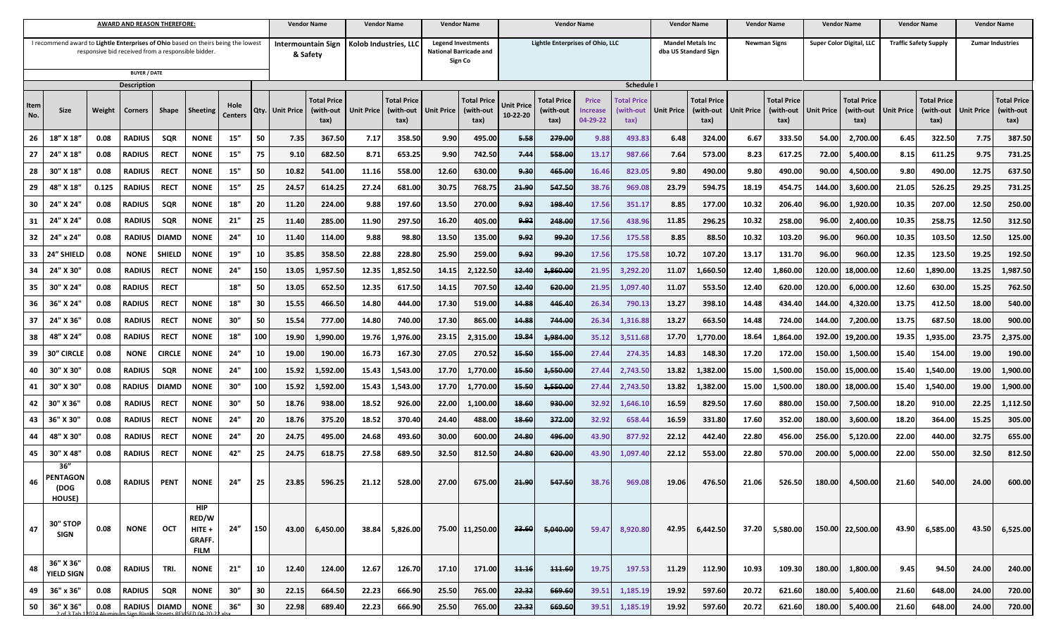| AWARD AND REASON THEREFORE: | | | | | | | | Vendor Name | | Vendor Name | | Vendor Name | | Vendor Name | | | | Vendor Name | | Vendor Name | | Vendor Name | | Vendor Name | | Vendor Name | |
|---|---|---|---|---|---|---|---|---|---|---|---|---|---|---|---|---|---|---|---|---|---|---|---|---|---|---|---|
| I recommend award to **Lightle Enterprises of Ohio** based on theirs being the lowest responsive bid received from a responsible bidder. BUYER / DATE | | | | | | | | Intermountain Sign & Safety | | Kolob Industries, LLC | | Legend Investments National Barricade and Sign Co | | Lightle Enterprises of Ohio, LLC | | | | Mandel Metals Inc dba US Standard Sign | | Newman Signs | | Super Color Digital, LLC | | Traffic Safety Supply | | Zumar Industries | |
| Description | | | | | | | | Schedule I | | | | | | | | | | | | | | | | | | | |
| Item No. | Size | Weight | Corners | Shape | Sheeting | Hole Centers | Qty. | Unit Price | Total Price (with-out tax) | Unit Price | Total Price (with-out tax) | Unit Price | Total Price (with-out tax) | Unit Price 10-22-20 | Total Price (with-out tax) | Price Increase 04-29-22 | Total Price (with-out tax) | Unit Price | Total Price (with-out tax) | Unit Price | Total Price (with-out tax) | Unit Price | Total Price (with-out tax) | Unit Price | Total Price (with-out tax) | Unit Price | Total Price (with-out tax) |
| 26 | 18" X 18" | 0.08 | RADIUS | SQR | NONE | 15" | 50 | 7.35 | 367.50 | 7.17 | 358.50 | 9.90 | 495.00 | ~~5.58~~ | ~~279.00~~ | 9.88 | 493.83 | 6.48 | 324.00 | 6.67 | 333.50 | 54.00 | 2,700.00 | 6.45 | 322.50 | 7.75 | 387.50 |
| 27 | 24" X 18" | 0.08 | RADIUS | RECT | NONE | 15" | 75 | 9.10 | 682.50 | 8.71 | 653.25 | 9.90 | 742.50 | ~~7.44~~ | ~~558.00~~ | 13.17 | 987.66 | 7.64 | 573.00 | 8.23 | 617.25 | 72.00 | 5,400.00 | 8.15 | 611.25 | 9.75 | 731.25 |
| 28 | 30" X 18" | 0.08 | RADIUS | RECT | NONE | 15" | 50 | 10.82 | 541.00 | 11.16 | 558.00 | 12.60 | 630.00 | ~~9.30~~ | ~~465.00~~ | 16.46 | 823.05 | 9.80 | 490.00 | 9.80 | 490.00 | 90.00 | 4,500.00 | 9.80 | 490.00 | 12.75 | 637.50 |
| 29 | 48" X 18" | 0.125 | RADIUS | RECT | NONE | 15" | 25 | 24.57 | 614.25 | 27.24 | 681.00 | 30.75 | 768.75 | ~~21.90~~ | ~~547.50~~ | 38.76 | 969.08 | 23.79 | 594.75 | 18.19 | 454.75 | 144.00 | 3,600.00 | 21.05 | 526.25 | 29.25 | 731.25 |
| 30 | 24" X 24" | 0.08 | RADIUS | SQR | NONE | 18" | 20 | 11.20 | 224.00 | 9.88 | 197.60 | 13.50 | 270.00 | ~~9.92~~ | ~~198.40~~ | 17.56 | 351.17 | 8.85 | 177.00 | 10.32 | 206.40 | 96.00 | 1,920.00 | 10.35 | 207.00 | 12.50 | 250.00 |
| 31 | 24" X 24" | 0.08 | RADIUS | SQR | NONE | 21" | 25 | 11.40 | 285.00 | 11.90 | 297.50 | 16.20 | 405.00 | ~~9.92~~ | ~~248.00~~ | 17.56 | 438.96 | 11.85 | 296.25 | 10.32 | 258.00 | 96.00 | 2,400.00 | 10.35 | 258.75 | 12.50 | 312.50 |
| 32 | 24" x 24" | 0.08 | RADIUS | DIAMD | NONE | 24" | 10 | 11.40 | 114.00 | 9.88 | 98.80 | 13.50 | 135.00 | ~~9.92~~ | ~~99.20~~ | 17.56 | 175.58 | 8.85 | 88.50 | 10.32 | 103.20 | 96.00 | 960.00 | 10.35 | 103.50 | 12.50 | 125.00 |
| 33 | 24" SHIELD | 0.08 | NONE | SHIELD | NONE | 19" | 10 | 35.85 | 358.50 | 22.88 | 228.80 | 25.90 | 259.00 | ~~9.92~~ | ~~99.20~~ | 17.56 | 175.58 | 10.72 | 107.20 | 13.17 | 131.70 | 96.00 | 960.00 | 12.35 | 123.50 | 19.25 | 192.50 |
| 34 | 24" X 30" | 0.08 | RADIUS | RECT | NONE | 24" | 150 | 13.05 | 1,957.50 | 12.35 | 1,852.50 | 14.15 | 2,122.50 | ~~12.40~~ | ~~1,860.00~~ | 21.95 | 3,292.20 | 11.07 | 1,660.50 | 12.40 | 1,860.00 | 120.00 | 18,000.00 | 12.60 | 1,890.00 | 13.25 | 1,987.50 |
| 35 | 30" X 24" | 0.08 | RADIUS | RECT | | 18" | 50 | 13.05 | 652.50 | 12.35 | 617.50 | 14.15 | 707.50 | ~~12.40~~ | ~~620.00~~ | 21.95 | 1,097.40 | 11.07 | 553.50 | 12.40 | 620.00 | 120.00 | 6,000.00 | 12.60 | 630.00 | 15.25 | 762.50 |
| 36 | 36" X 24" | 0.08 | RADIUS | RECT | NONE | 18" | 30 | 15.55 | 466.50 | 14.80 | 444.00 | 17.30 | 519.00 | ~~14.88~~ | ~~446.40~~ | 26.34 | 790.13 | 13.27 | 398.10 | 14.48 | 434.40 | 144.00 | 4,320.00 | 13.75 | 412.50 | 18.00 | 540.00 |
| 37 | 24" X 36" | 0.08 | RADIUS | RECT | NONE | 30" | 50 | 15.54 | 777.00 | 14.80 | 740.00 | 17.30 | 865.00 | ~~14.88~~ | ~~744.00~~ | 26.34 | 1,316.88 | 13.27 | 663.50 | 14.48 | 724.00 | 144.00 | 7,200.00 | 13.75 | 687.50 | 18.00 | 900.00 |
| 38 | 48" X 24" | 0.08 | RADIUS | RECT | NONE | 18" | 100 | 19.90 | 1,990.00 | 19.76 | 1,976.00 | 23.15 | 2,315.00 | ~~19.84~~ | ~~1,984.00~~ | 35.12 | 3,511.68 | 17.70 | 1,770.00 | 18.64 | 1,864.00 | 192.00 | 19,200.00 | 19.35 | 1,935.00 | 23.75 | 2,375.00 |
| 39 | 30" CIRCLE | 0.08 | NONE | CIRCLE | NONE | 24" | 10 | 19.00 | 190.00 | 16.73 | 167.30 | 27.05 | 270.52 | ~~15.50~~ | ~~155.00~~ | 27.44 | 274.35 | 14.83 | 148.30 | 17.20 | 172.00 | 150.00 | 1,500.00 | 15.40 | 154.00 | 19.00 | 190.00 |
| 40 | 30" X 30" | 0.08 | RADIUS | SQR | NONE | 24" | 100 | 15.92 | 1,592.00 | 15.43 | 1,543.00 | 17.70 | 1,770.00 | ~~15.50~~ | ~~1,550.00~~ | 27.44 | 2,743.50 | 13.82 | 1,382.00 | 15.00 | 1,500.00 | 150.00 | 15,000.00 | 15.40 | 1,540.00 | 19.00 | 1,900.00 |
| 41 | 30" X 30" | 0.08 | RADIUS | DIAMD | NONE | 30" | 100 | 15.92 | 1,592.00 | 15.43 | 1,543.00 | 17.70 | 1,770.00 | ~~15.50~~ | ~~1,550.00~~ | 27.44 | 2,743.50 | 13.82 | 1,382.00 | 15.00 | 1,500.00 | 180.00 | 18,000.00 | 15.40 | 1,540.00 | 19.00 | 1,900.00 |
| 42 | 30" X 36" | 0.08 | RADIUS | RECT | NONE | 30" | 50 | 18.76 | 938.00 | 18.52 | 926.00 | 22.00 | 1,100.00 | ~~18.60~~ | ~~930.00~~ | 32.92 | 1,646.10 | 16.59 | 829.50 | 17.60 | 880.00 | 150.00 | 7,500.00 | 18.20 | 910.00 | 22.25 | 1,112.50 |
| 43 | 36" X 30" | 0.08 | RADIUS | RECT | NONE | 24" | 20 | 18.76 | 375.20 | 18.52 | 370.40 | 24.40 | 488.00 | ~~18.60~~ | ~~372.00~~ | 32.92 | 658.44 | 16.59 | 331.80 | 17.60 | 352.00 | 180.00 | 3,600.00 | 18.20 | 364.00 | 15.25 | 305.00 |
| 44 | 48" X 30" | 0.08 | RADIUS | RECT | NONE | 24" | 20 | 24.75 | 495.00 | 24.68 | 493.60 | 30.00 | 600.00 | ~~24.80~~ | ~~496.00~~ | 43.90 | 877.92 | 22.12 | 442.40 | 22.80 | 456.00 | 256.00 | 5,120.00 | 22.00 | 440.00 | 32.75 | 655.00 |
| 45 | 30" X 48" | 0.08 | RADIUS | RECT | NONE | 42" | 25 | 24.75 | 618.75 | 27.58 | 689.50 | 32.50 | 812.50 | ~~24.80~~ | ~~620.00~~ | 43.90 | 1,097.40 | 22.12 | 553.00 | 22.80 | 570.00 | 200.00 | 5,000.00 | 22.00 | 550.00 | 32.50 | 812.50 |
| 46 | 36" PENTAGON (DOG HOUSE) | 0.08 | RADIUS | PENT | NONE | 24" | 25 | 23.85 | 596.25 | 21.12 | 528.00 | 27.00 | 675.00 | ~~21.90~~ | ~~547.50~~ | 38.76 | 969.08 | 19.06 | 476.50 | 21.06 | 526.50 | 180.00 | 4,500.00 | 21.60 | 540.00 | 24.00 | 600.00 |
| 47 | 30" STOP SIGN | 0.08 | NONE | OCT | HIP RED/W HITE + GRAFF. FILM | 24" | 150 | 43.00 | 6,450.00 | 38.84 | 5,826.00 | 75.00 | 11,250.00 | ~~33.60~~ | ~~5,040.00~~ | 59.47 | 8,920.80 | 42.95 | 6,442.50 | 37.20 | 5,580.00 | 150.00 | 22,500.00 | 43.90 | 6,585.00 | 43.50 | 6,525.00 |
| 48 | 36" X 36" YIELD SIGN | 0.08 | RADIUS | TRI. | NONE | 21" | 10 | 12.40 | 124.00 | 12.67 | 126.70 | 17.10 | 171.00 | ~~11.16~~ | ~~111.60~~ | 19.75 | 197.53 | 11.29 | 112.90 | 10.93 | 109.30 | 180.00 | 1,800.00 | 9.45 | 94.50 | 24.00 | 240.00 |
| 49 | 36" x 36" | 0.08 | RADIUS | SQR | NONE | 30" | 30 | 22.15 | 664.50 | 22.23 | 666.90 | 25.50 | 765.00 | ~~22.32~~ | ~~669.60~~ | 39.51 | 1,185.19 | 19.92 | 597.60 | 20.72 | 621.60 | 180.00 | 5,400.00 | 21.60 | 648.00 | 24.00 | 720.00 |
| 50 | 36" X 36" | 0.08 | RADIUS | DIAMD | NONE | 36" | 30 | 22.98 | 689.40 | 22.23 | 666.90 | 25.50 | 765.00 | ~~22.32~~ | ~~669.60~~ | 39.51 | 1,185.19 | 19.92 | 597.60 | 20.72 | 621.60 | 180.00 | 5,400.00 | 21.60 | 648.00 | 24.00 | 720.00 |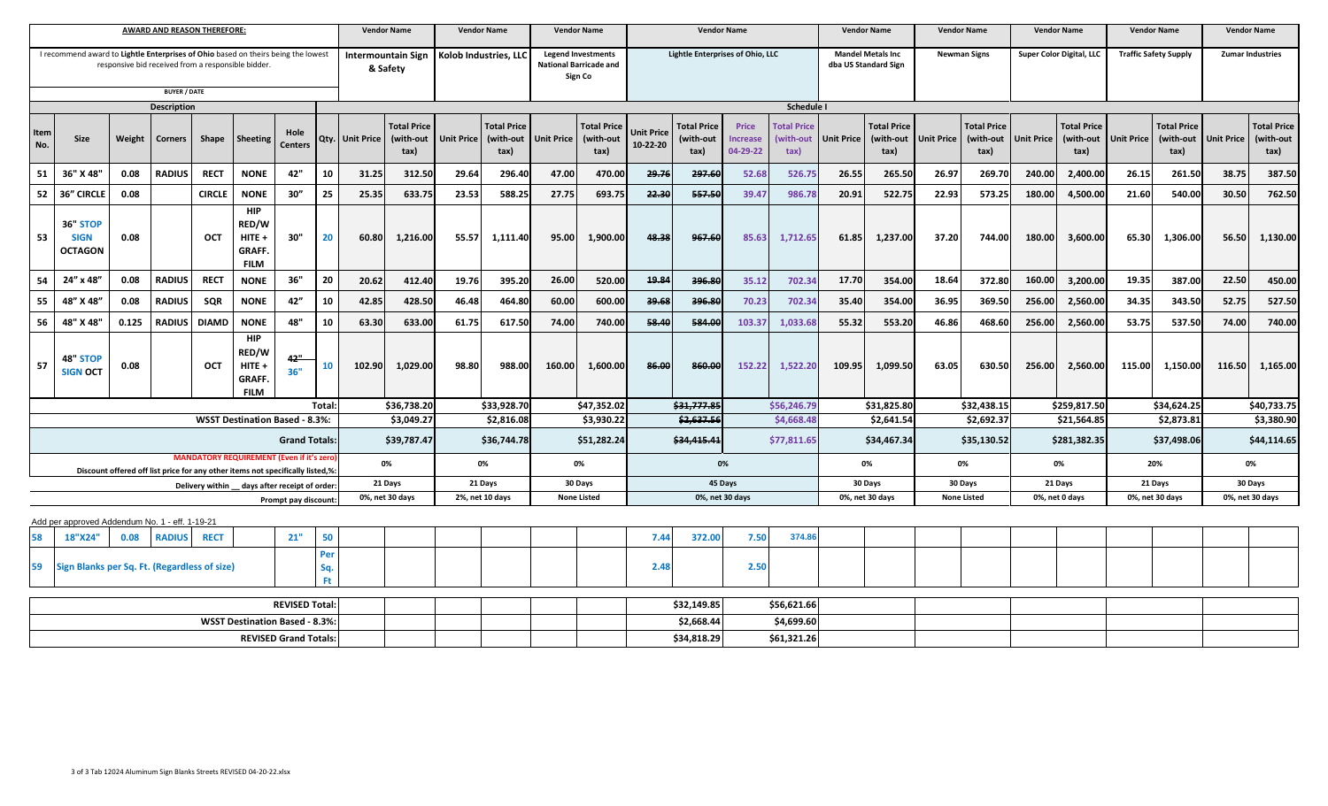**AWARD AND REASON THEREFORE:**

I recommend award to **Lightle Enterprises of Ohio** based on theirs being the lowest responsive bid received from a responsible bidder.

BUYER / DATE

| | | | | | | | | Intermountain Sign & Safety | | Kolob Industries, LLC | | Legend Investments National Barricade and Sign Co | | Lightle Enterprises of Ohio, LLC | | | | Mandel Metals Inc dba US Standard Sign | | Newman Signs | | Super Color Digital, LLC | | Traffic Safety Supply | | Zumar Industries | |
|---|---|---|---|---|---|---|---|---|---|---|---|---|---|---|---|---|---|---|---|---|---|---|---|---|---|---|---|
| | | | Description | | | | | | | | | | | | | | Schedule I | | | | | | | | | | |
| Item No. | Size | Weight | Corners | Shape | Sheeting | Hole Centers | Qty. | Unit Price | Total Price (with-out tax) | Unit Price | Total Price (with-out tax) | Unit Price | Total Price (with-out tax) | Unit Price 10-22-20 | Total Price (with-out tax) | Price Increase 04-29-22 | Total Price (with-out tax) | Unit Price | Total Price (with-out tax) | Unit Price | Total Price (with-out tax) | Unit Price | Total Price (with-out tax) | Unit Price | Total Price (with-out tax) | Unit Price | Total Price (with-out tax) |
| 51 | 36" X 48" | 0.08 | RADIUS | RECT | NONE | 42" | 10 | 31.25 | 312.50 | 29.64 | 296.40 | 47.00 | 470.00 | ~~29.76~~ | ~~297.60~~ | 52.68 | 526.75 | 26.55 | 265.50 | 26.97 | 269.70 | 240.00 | 2,400.00 | 26.15 | 261.50 | 38.75 | 387.50 |
| 52 | 36" CIRCLE | 0.08 | | CIRCLE | NONE | 30" | 25 | 25.35 | 633.75 | 23.53 | 588.25 | 27.75 | 693.75 | ~~22.30~~ | ~~557.50~~ | 39.47 | 986.78 | 20.91 | 522.75 | 22.93 | 573.25 | 180.00 | 4,500.00 | 21.60 | 540.00 | 30.50 | 762.50 |
| 53 | 36" STOP SIGN OCTAGON | 0.08 | | OCT | HIP RED/W HITE + GRAFF. FILM | 30" | 20 | 60.80 | 1,216.00 | 55.57 | 1,111.40 | 95.00 | 1,900.00 | ~~48.38~~ | ~~967.60~~ | 85.63 | 1,712.65 | 61.85 | 1,237.00 | 37.20 | 744.00 | 180.00 | 3,600.00 | 65.30 | 1,306.00 | 56.50 | 1,130.00 |
| 54 | 24" x 48" | 0.08 | RADIUS | RECT | NONE | 36" | 20 | 20.62 | 412.40 | 19.76 | 395.20 | 26.00 | 520.00 | ~~19.84~~ | ~~396.80~~ | 35.12 | 702.34 | 17.70 | 354.00 | 18.64 | 372.80 | 160.00 | 3,200.00 | 19.35 | 387.00 | 22.50 | 450.00 |
| 55 | 48" X 48" | 0.08 | RADIUS | SQR | NONE | 42" | 10 | 42.85 | 428.50 | 46.48 | 464.80 | 60.00 | 600.00 | ~~39.68~~ | ~~396.80~~ | 70.23 | 702.34 | 35.40 | 354.00 | 36.95 | 369.50 | 256.00 | 2,560.00 | 34.35 | 343.50 | 52.75 | 527.50 |
| 56 | 48" X 48" | 0.125 | RADIUS | DIAMD | NONE | 48" | 10 | 63.30 | 633.00 | 61.75 | 617.50 | 74.00 | 740.00 | ~~58.40~~ | ~~584.00~~ | 103.37 | 1,033.68 | 55.32 | 553.20 | 46.86 | 468.60 | 256.00 | 2,560.00 | 53.75 | 537.50 | 74.00 | 740.00 |
| 57 | 48" STOP SIGN OCT | 0.08 | | OCT | HIP RED/W HITE + GRAFF. FILM | ~~42"~~ 36" | 10 | 102.90 | 1,029.00 | 98.80 | 988.00 | 160.00 | 1,600.00 | ~~86.00~~ | ~~860.00~~ | 152.22 | 1,522.20 | 109.95 | 1,099.50 | 63.05 | 630.50 | 256.00 | 2,560.00 | 115.00 | 1,150.00 | 116.50 | 1,165.00 |
| | | | | | | | Total: | | $36,738.20 | | $33,928.70 | | $47,352.02 | | ~~$31,777.85~~ | | $56,246.79 | | $31,825.80 | | $32,438.15 | | $259,817.50 | | $34,624.25 | | $40,733.75 |
| | | | | | | | WSST Destination Based - 8.3%: | | $3,049.27 | | $2,816.08 | | $3,930.22 | | ~~$2,637.56~~ | | $4,668.48 | | $2,641.54 | | $2,692.37 | | $21,564.85 | | $2,873.81 | | $3,380.90 |
| | | | | | | | Grand Totals: | | $39,787.47 | | $36,744.78 | | $51,282.24 | | ~~$34,415.41~~ | | $77,811.65 | | $34,467.34 | | $35,130.52 | | $281,382.35 | | $37,498.06 | | $44,114.65 |
| | | | | | | | MANDATORY REQUIREMENT (Even if it's zero) Discount offered off list price for any other items not specifically listed,%: | 0% | | 0% | | 0% | | 0% | | | | 0% | | 0% | | 0% | | 20% | | 0% | |
| | | | | | | | Delivery within __ days after receipt of order: | 21 Days | | 21 Days | | 30 Days | | 45 Days | | | | 30 Days | | 30 Days | | 21 Days | | 21 Days | | 30 Days | |
| | | | | | | | Prompt pay discount: | 0%, net 30 days | | 2%, net 10 days | | None Listed | | 0%, net 30 days | | | | 0%, net 30 days | | None Listed | | 0%, net 0 days | | 0%, net 30 days | | 0%, net 30 days | |
| Add per approved Addendum No. 1 - eff. 1-19-21 | | | | | | | | | | | | | | | | | | | | | | | | | | | |
| 58 | 18"X24" | 0.08 | RADIUS | RECT | | 21" | 50 | | | | | | | 7.44 | 372.00 | 7.50 | 374.86 | | | | | | | | | | |
| 59 | Sign Blanks per Sq. Ft. (Regardless of size) | | | | | | Per Sq. Ft | | | | | | | 2.48 | | 2.50 | | | | | | | | | | | |
| | | | | | | | REVISED Total: | | | | | | | | $32,149.85 | | $56,621.66 | | | | | | | | | | |
| | | | | | | | WSST Destination Based - 8.3%: | | | | | | | | $2,668.44 | | $4,699.60 | | | | | | | | | | |
| | | | | | | | REVISED Grand Totals: | | | | | | | | $34,818.29 | | $61,321.26 | | | | | | | | | | |